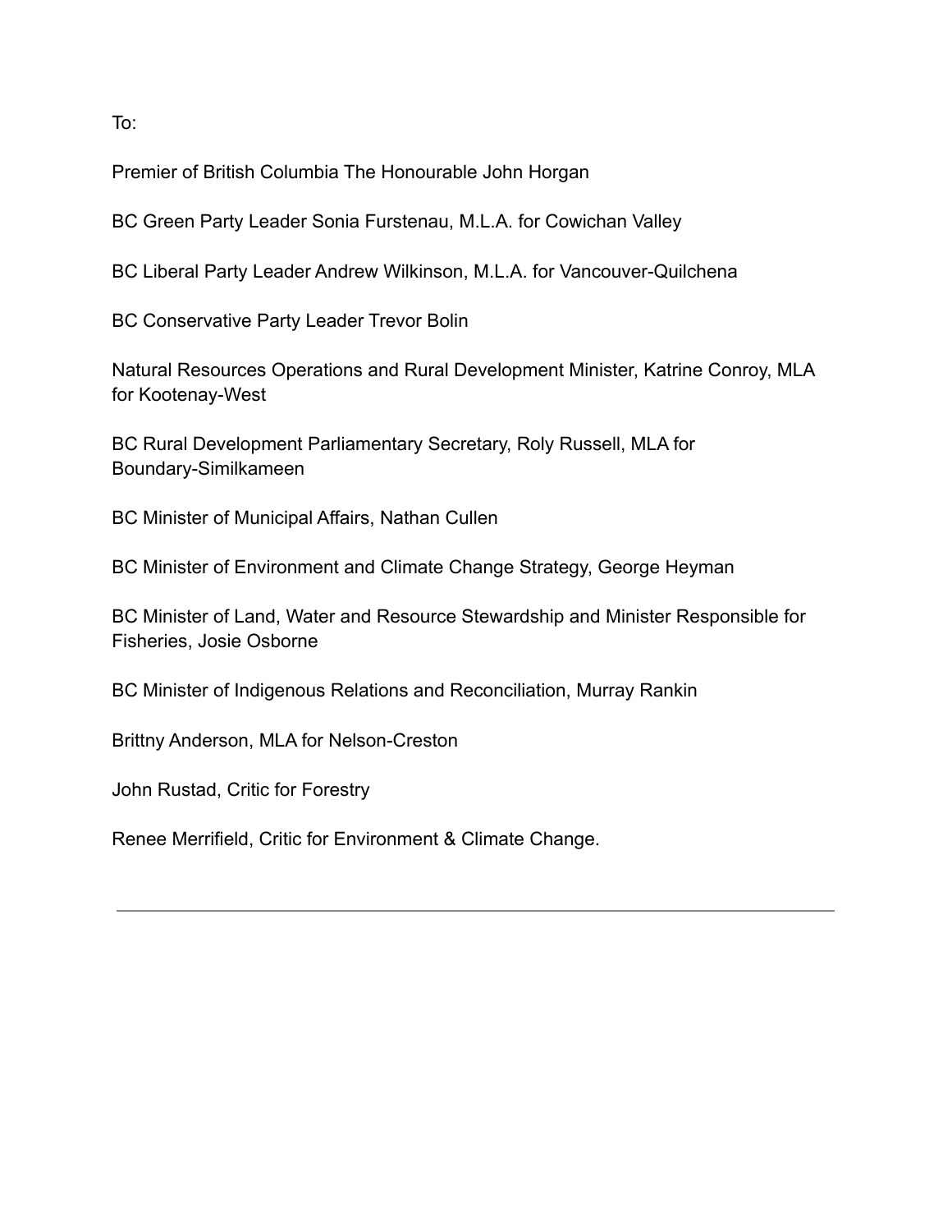To:

Premier of British Columbia The Honourable John Horgan

BC Green Party Leader Sonia Furstenau, M.L.A. for Cowichan Valley

BC Liberal Party Leader Andrew Wilkinson, M.L.A. for Vancouver-Quilchena

BC Conservative Party Leader Trevor Bolin

Natural Resources Operations and Rural Development Minister, Katrine Conroy, MLA for Kootenay-West

BC Rural Development Parliamentary Secretary, Roly Russell, MLA for Boundary-Similkameen

BC Minister of Municipal Affairs, Nathan Cullen

BC Minister of Environment and Climate Change Strategy, George Heyman

BC Minister of Land, Water and Resource Stewardship and Minister Responsible for Fisheries, Josie Osborne

BC Minister of Indigenous Relations and Reconciliation, Murray Rankin

Brittny Anderson, MLA for Nelson-Creston

John Rustad, Critic for Forestry

Renee Merrifield, Critic for Environment & Climate Change.

---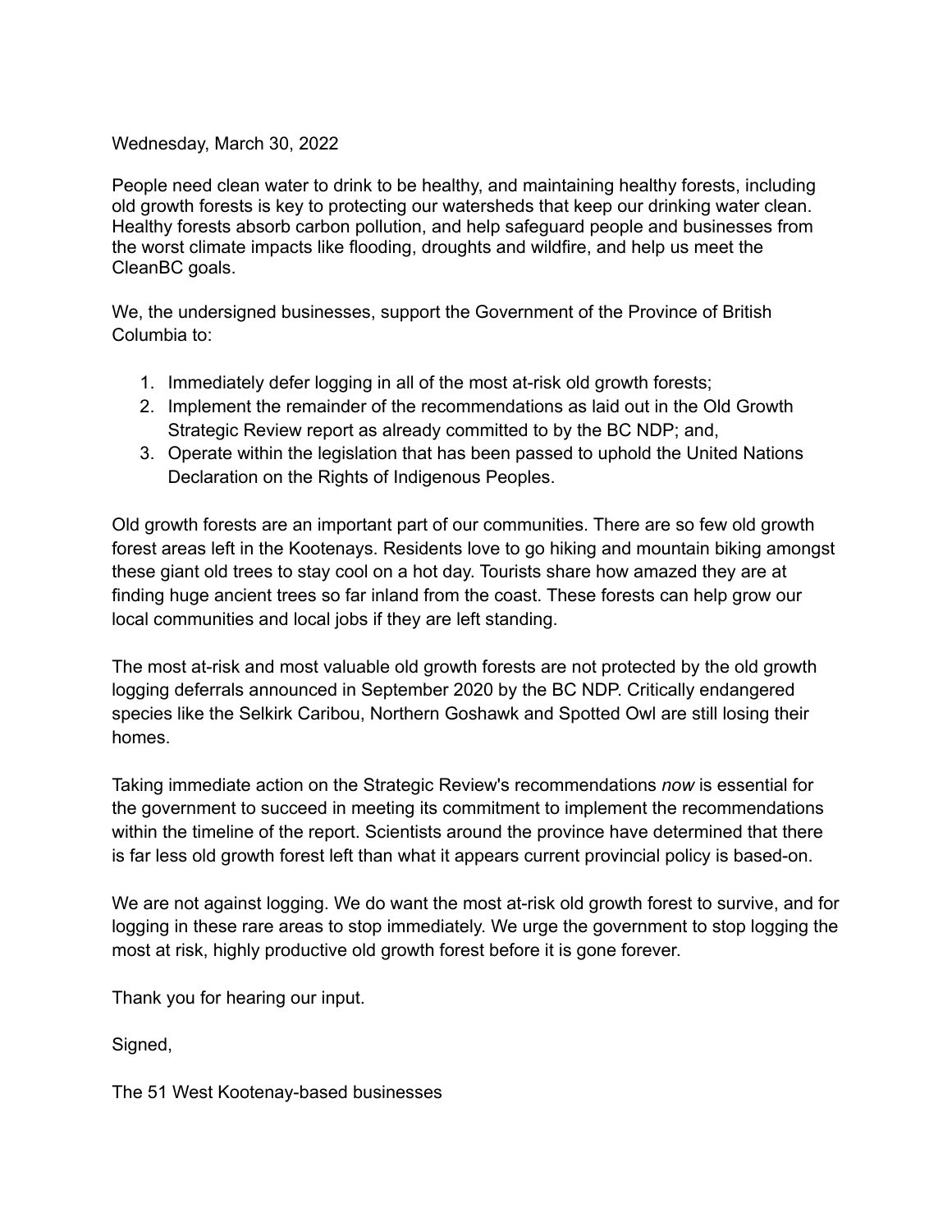Wednesday, March 30, 2022

People need clean water to drink to be healthy, and maintaining healthy forests, including old growth forests is key to protecting our watersheds that keep our drinking water clean. Healthy forests absorb carbon pollution, and help safeguard people and businesses from the worst climate impacts like flooding, droughts and wildfire, and help us meet the CleanBC goals.

We, the undersigned businesses, support the Government of the Province of British Columbia to:

1. Immediately defer logging in all of the most at-risk old growth forests;
2. Implement the remainder of the recommendations as laid out in the Old Growth Strategic Review report as already committed to by the BC NDP; and,
3. Operate within the legislation that has been passed to uphold the United Nations Declaration on the Rights of Indigenous Peoples.

Old growth forests are an important part of our communities. There are so few old growth forest areas left in the Kootenays. Residents love to go hiking and mountain biking amongst these giant old trees to stay cool on a hot day. Tourists share how amazed they are at finding huge ancient trees so far inland from the coast. These forests can help grow our local communities and local jobs if they are left standing.

The most at-risk and most valuable old growth forests are not protected by the old growth logging deferrals announced in September 2020 by the BC NDP. Critically endangered species like the Selkirk Caribou, Northern Goshawk and Spotted Owl are still losing their homes.

Taking immediate action on the Strategic Review's recommendations *now* is essential for the government to succeed in meeting its commitment to implement the recommendations within the timeline of the report. Scientists around the province have determined that there is far less old growth forest left than what it appears current provincial policy is based-on.

We are not against logging. We do want the most at-risk old growth forest to survive, and for logging in these rare areas to stop immediately. We urge the government to stop logging the most at risk, highly productive old growth forest before it is gone forever.

Thank you for hearing our input.

Signed,

The 51 West Kootenay-based businesses